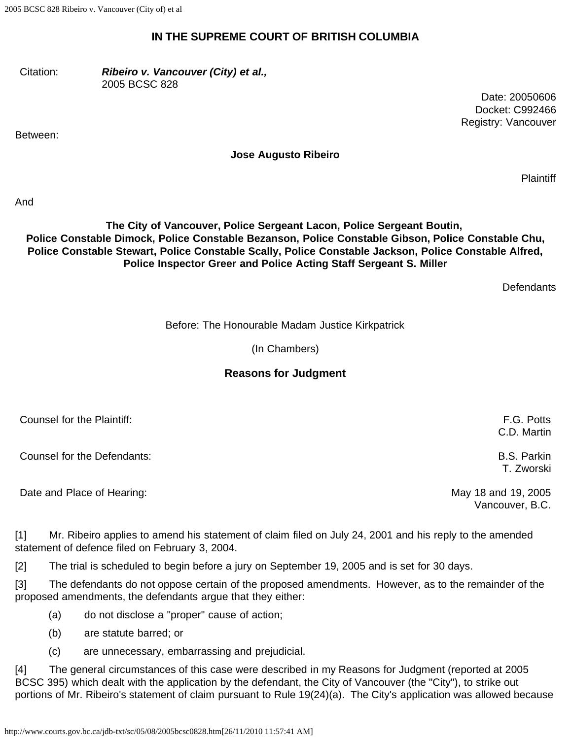# IN THE SUPREME COURT OF BRITISH COLUMBIA

Citation: ***Ribeiro v. Vancouver (City) et al.,***
2005 BCSC 828

Date: 20050606
Docket: C992466
Registry: Vancouver

Between:

**Jose Augusto Ribeiro**

Plaintiff

And

**The City of Vancouver, Police Sergeant Lacon, Police Sergeant Boutin, Police Constable Dimock, Police Constable Bezanson, Police Constable Gibson, Police Constable Chu, Police Constable Stewart, Police Constable Scally, Police Constable Jackson, Police Constable Alfred, Police Inspector Greer and Police Acting Staff Sergeant S. Miller**

Defendants

Before: The Honourable Madam Justice Kirkpatrick

(In Chambers)

## Reasons for Judgment

| | |
|---|---|
| Counsel for the Plaintiff: | F.G. Potts<br>C.D. Martin |
| Counsel for the Defendants: | B.S. Parkin<br>T. Zworski |
| Date and Place of Hearing: | May 18 and 19, 2005<br>Vancouver, B.C. |

[1] Mr. Ribeiro applies to amend his statement of claim filed on July 24, 2001 and his reply to the amended statement of defence filed on February 3, 2004.

[2] The trial is scheduled to begin before a jury on September 19, 2005 and is set for 30 days.

[3] The defendants do not oppose certain of the proposed amendments. However, as to the remainder of the proposed amendments, the defendants argue that they either:

(a) do not disclose a "proper" cause of action;

(b) are statute barred; or

(c) are unnecessary, embarrassing and prejudicial.

[4] The general circumstances of this case were described in my Reasons for Judgment (reported at 2005 BCSC 395) which dealt with the application by the defendant, the City of Vancouver (the "City"), to strike out portions of Mr. Ribeiro's statement of claim pursuant to Rule 19(24)(a). The City's application was allowed because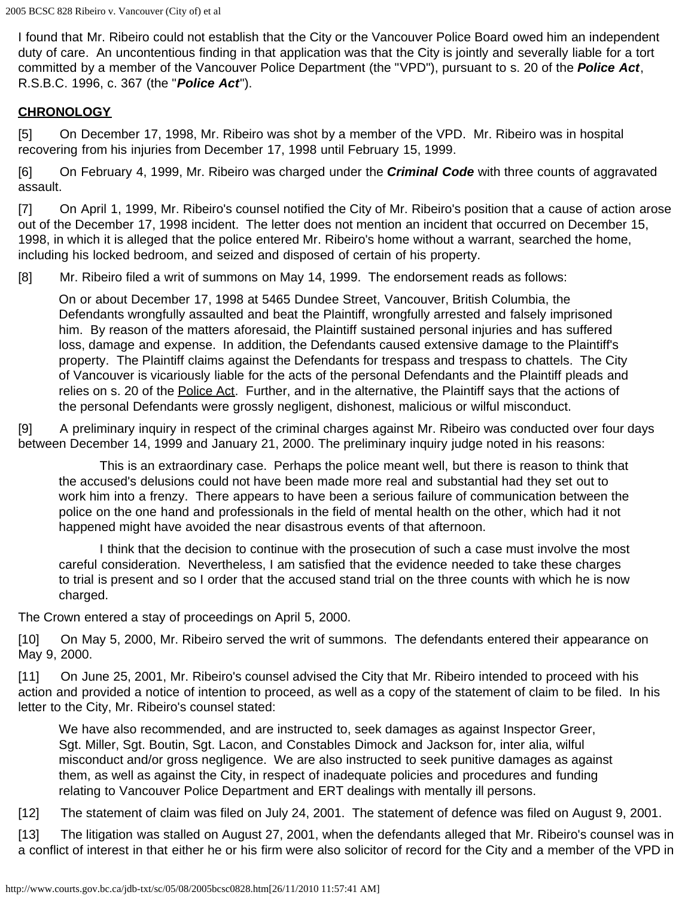I found that Mr. Ribeiro could not establish that the City or the Vancouver Police Board owed him an independent duty of care. An uncontentious finding in that application was that the City is jointly and severally liable for a tort committed by a member of the Vancouver Police Department (the "VPD"), pursuant to s. 20 of the ***Police Act***, R.S.B.C. 1996, c. 367 (the "***Police Act***").

**CHRONOLOGY**

[5] On December 17, 1998, Mr. Ribeiro was shot by a member of the VPD. Mr. Ribeiro was in hospital recovering from his injuries from December 17, 1998 until February 15, 1999.

[6] On February 4, 1999, Mr. Ribeiro was charged under the ***Criminal Code*** with three counts of aggravated assault.

[7] On April 1, 1999, Mr. Ribeiro's counsel notified the City of Mr. Ribeiro's position that a cause of action arose out of the December 17, 1998 incident. The letter does not mention an incident that occurred on December 15, 1998, in which it is alleged that the police entered Mr. Ribeiro's home without a warrant, searched the home, including his locked bedroom, and seized and disposed of certain of his property.

[8] Mr. Ribeiro filed a writ of summons on May 14, 1999. The endorsement reads as follows:

> On or about December 17, 1998 at 5465 Dundee Street, Vancouver, British Columbia, the Defendants wrongfully assaulted and beat the Plaintiff, wrongfully arrested and falsely imprisoned him. By reason of the matters aforesaid, the Plaintiff sustained personal injuries and has suffered loss, damage and expense. In addition, the Defendants caused extensive damage to the Plaintiff's property. The Plaintiff claims against the Defendants for trespass and trespass to chattels. The City of Vancouver is vicariously liable for the acts of the personal Defendants and the Plaintiff pleads and relies on s. 20 of the Police Act. Further, and in the alternative, the Plaintiff says that the actions of the personal Defendants were grossly negligent, dishonest, malicious or wilful misconduct.

[9] A preliminary inquiry in respect of the criminal charges against Mr. Ribeiro was conducted over four days between December 14, 1999 and January 21, 2000. The preliminary inquiry judge noted in his reasons:

> This is an extraordinary case. Perhaps the police meant well, but there is reason to think that the accused's delusions could not have been made more real and substantial had they set out to work him into a frenzy. There appears to have been a serious failure of communication between the police on the one hand and professionals in the field of mental health on the other, which had it not happened might have avoided the near disastrous events of that afternoon.
>
> I think that the decision to continue with the prosecution of such a case must involve the most careful consideration. Nevertheless, I am satisfied that the evidence needed to take these charges to trial is present and so I order that the accused stand trial on the three counts with which he is now charged.

The Crown entered a stay of proceedings on April 5, 2000.

[10] On May 5, 2000, Mr. Ribeiro served the writ of summons. The defendants entered their appearance on May 9, 2000.

[11] On June 25, 2001, Mr. Ribeiro's counsel advised the City that Mr. Ribeiro intended to proceed with his action and provided a notice of intention to proceed, as well as a copy of the statement of claim to be filed. In his letter to the City, Mr. Ribeiro's counsel stated:

> We have also recommended, and are instructed to, seek damages as against Inspector Greer, Sgt. Miller, Sgt. Boutin, Sgt. Lacon, and Constables Dimock and Jackson for, inter alia, wilful misconduct and/or gross negligence. We are also instructed to seek punitive damages as against them, as well as against the City, in respect of inadequate policies and procedures and funding relating to Vancouver Police Department and ERT dealings with mentally ill persons.

[12] The statement of claim was filed on July 24, 2001. The statement of defence was filed on August 9, 2001.

[13] The litigation was stalled on August 27, 2001, when the defendants alleged that Mr. Ribeiro's counsel was in a conflict of interest in that either he or his firm were also solicitor of record for the City and a member of the VPD in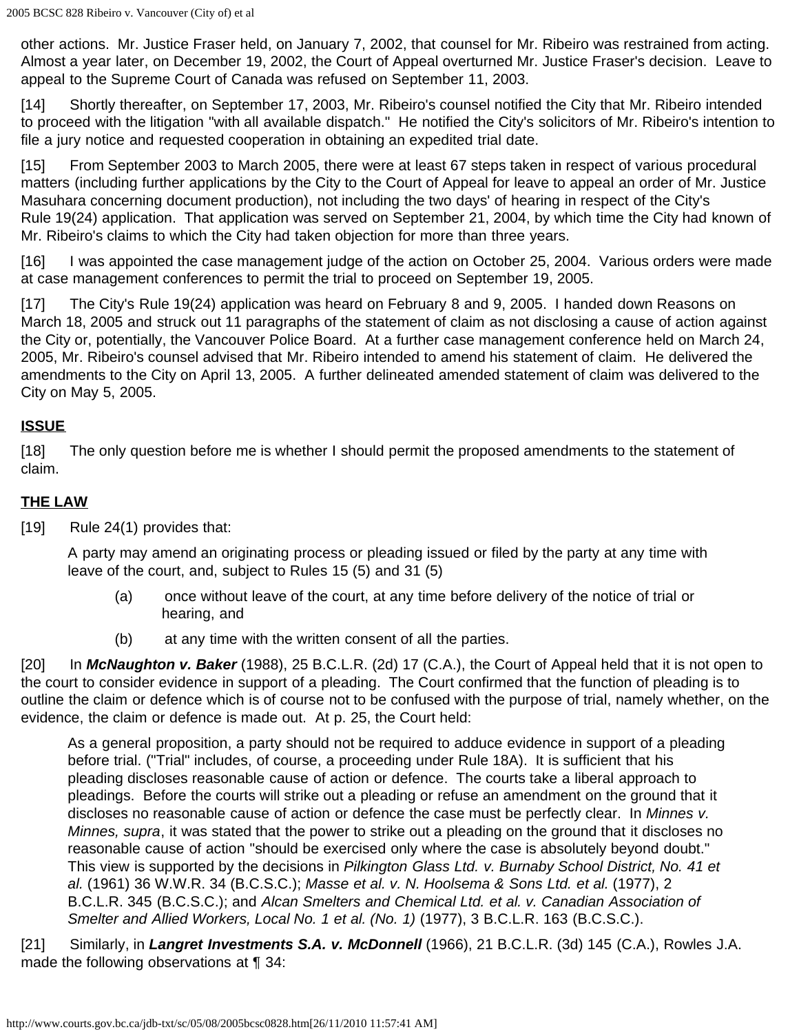other actions. Mr. Justice Fraser held, on January 7, 2002, that counsel for Mr. Ribeiro was restrained from acting. Almost a year later, on December 19, 2002, the Court of Appeal overturned Mr. Justice Fraser's decision. Leave to appeal to the Supreme Court of Canada was refused on September 11, 2003.

[14] Shortly thereafter, on September 17, 2003, Mr. Ribeiro's counsel notified the City that Mr. Ribeiro intended to proceed with the litigation "with all available dispatch." He notified the City's solicitors of Mr. Ribeiro's intention to file a jury notice and requested cooperation in obtaining an expedited trial date.

[15] From September 2003 to March 2005, there were at least 67 steps taken in respect of various procedural matters (including further applications by the City to the Court of Appeal for leave to appeal an order of Mr. Justice Masuhara concerning document production), not including the two days' of hearing in respect of the City's Rule 19(24) application. That application was served on September 21, 2004, by which time the City had known of Mr. Ribeiro's claims to which the City had taken objection for more than three years.

[16] I was appointed the case management judge of the action on October 25, 2004. Various orders were made at case management conferences to permit the trial to proceed on September 19, 2005.

[17] The City's Rule 19(24) application was heard on February 8 and 9, 2005. I handed down Reasons on March 18, 2005 and struck out 11 paragraphs of the statement of claim as not disclosing a cause of action against the City or, potentially, the Vancouver Police Board. At a further case management conference held on March 24, 2005, Mr. Ribeiro's counsel advised that Mr. Ribeiro intended to amend his statement of claim. He delivered the amendments to the City on April 13, 2005. A further delineated amended statement of claim was delivered to the City on May 5, 2005.

## ISSUE

[18] The only question before me is whether I should permit the proposed amendments to the statement of claim.

## THE LAW

[19] Rule 24(1) provides that:

> A party may amend an originating process or pleading issued or filed by the party at any time with leave of the court, and, subject to Rules 15 (5) and 31 (5)
>
> (a) once without leave of the court, at any time before delivery of the notice of trial or hearing, and
>
> (b) at any time with the written consent of all the parties.

[20] In ***McNaughton v. Baker*** (1988), 25 B.C.L.R. (2d) 17 (C.A.), the Court of Appeal held that it is not open to the court to consider evidence in support of a pleading. The Court confirmed that the function of pleading is to outline the claim or defence which is of course not to be confused with the purpose of trial, namely whether, on the evidence, the claim or defence is made out. At p. 25, the Court held:

> As a general proposition, a party should not be required to adduce evidence in support of a pleading before trial. ("Trial" includes, of course, a proceeding under Rule 18A). It is sufficient that his pleading discloses reasonable cause of action or defence. The courts take a liberal approach to pleadings. Before the courts will strike out a pleading or refuse an amendment on the ground that it discloses no reasonable cause of action or defence the case must be perfectly clear. In *Minnes v. Minnes, supra*, it was stated that the power to strike out a pleading on the ground that it discloses no reasonable cause of action "should be exercised only where the case is absolutely beyond doubt." This view is supported by the decisions in *Pilkington Glass Ltd. v. Burnaby School District, No. 41 et al.* (1961) 36 W.W.R. 34 (B.C.S.C.); *Masse et al. v. N. Hoolsema & Sons Ltd. et al.* (1977), 2 B.C.L.R. 345 (B.C.S.C.); and *Alcan Smelters and Chemical Ltd. et al. v. Canadian Association of Smelter and Allied Workers, Local No. 1 et al. (No. 1)* (1977), 3 B.C.L.R. 163 (B.C.S.C.).

[21] Similarly, in ***Langret Investments S.A. v. McDonnell*** (1966), 21 B.C.L.R. (3d) 145 (C.A.), Rowles J.A. made the following observations at ¶ 34: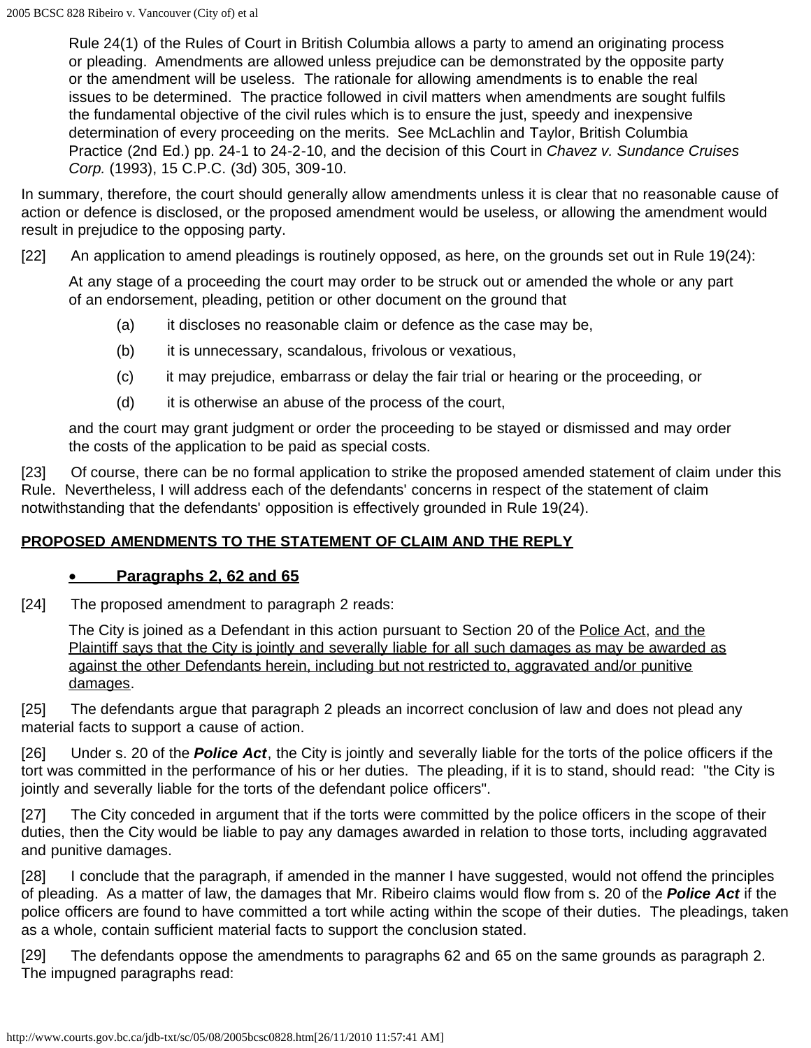> Rule 24(1) of the Rules of Court in British Columbia allows a party to amend an originating process or pleading. Amendments are allowed unless prejudice can be demonstrated by the opposite party or the amendment will be useless. The rationale for allowing amendments is to enable the real issues to be determined. The practice followed in civil matters when amendments are sought fulfils the fundamental objective of the civil rules which is to ensure the just, speedy and inexpensive determination of every proceeding on the merits. See McLachlin and Taylor, British Columbia Practice (2nd Ed.) pp. 24-1 to 24-2-10, and the decision of this Court in *Chavez v. Sundance Cruises Corp.* (1993), 15 C.P.C. (3d) 305, 309-10.

In summary, therefore, the court should generally allow amendments unless it is clear that no reasonable cause of action or defence is disclosed, or the proposed amendment would be useless, or allowing the amendment would result in prejudice to the opposing party.

[22] An application to amend pleadings is routinely opposed, as here, on the grounds set out in Rule 19(24):

> At any stage of a proceeding the court may order to be struck out or amended the whole or any part of an endorsement, pleading, petition or other document on the ground that
>
> (a) it discloses no reasonable claim or defence as the case may be,
>
> (b) it is unnecessary, scandalous, frivolous or vexatious,
>
> (c) it may prejudice, embarrass or delay the fair trial or hearing or the proceeding, or
>
> (d) it is otherwise an abuse of the process of the court,
>
> and the court may grant judgment or order the proceeding to be stayed or dismissed and may order the costs of the application to be paid as special costs.

[23] Of course, there can be no formal application to strike the proposed amended statement of claim under this Rule. Nevertheless, I will address each of the defendants' concerns in respect of the statement of claim notwithstanding that the defendants' opposition is effectively grounded in Rule 19(24).

## PROPOSED AMENDMENTS TO THE STATEMENT OF CLAIM AND THE REPLY

- **Paragraphs 2, 62 and 65**

[24] The proposed amendment to paragraph 2 reads:

> The City is joined as a Defendant in this action pursuant to Section 20 of the Police Act, and the Plaintiff says that the City is jointly and severally liable for all such damages as may be awarded as against the other Defendants herein, including but not restricted to, aggravated and/or punitive damages.

[25] The defendants argue that paragraph 2 pleads an incorrect conclusion of law and does not plead any material facts to support a cause of action.

[26] Under s. 20 of the ***Police Act***, the City is jointly and severally liable for the torts of the police officers if the tort was committed in the performance of his or her duties. The pleading, if it is to stand, should read: "the City is jointly and severally liable for the torts of the defendant police officers".

[27] The City conceded in argument that if the torts were committed by the police officers in the scope of their duties, then the City would be liable to pay any damages awarded in relation to those torts, including aggravated and punitive damages.

[28] I conclude that the paragraph, if amended in the manner I have suggested, would not offend the principles of pleading. As a matter of law, the damages that Mr. Ribeiro claims would flow from s. 20 of the ***Police Act*** if the police officers are found to have committed a tort while acting within the scope of their duties. The pleadings, taken as a whole, contain sufficient material facts to support the conclusion stated.

[29] The defendants oppose the amendments to paragraphs 62 and 65 on the same grounds as paragraph 2. The impugned paragraphs read: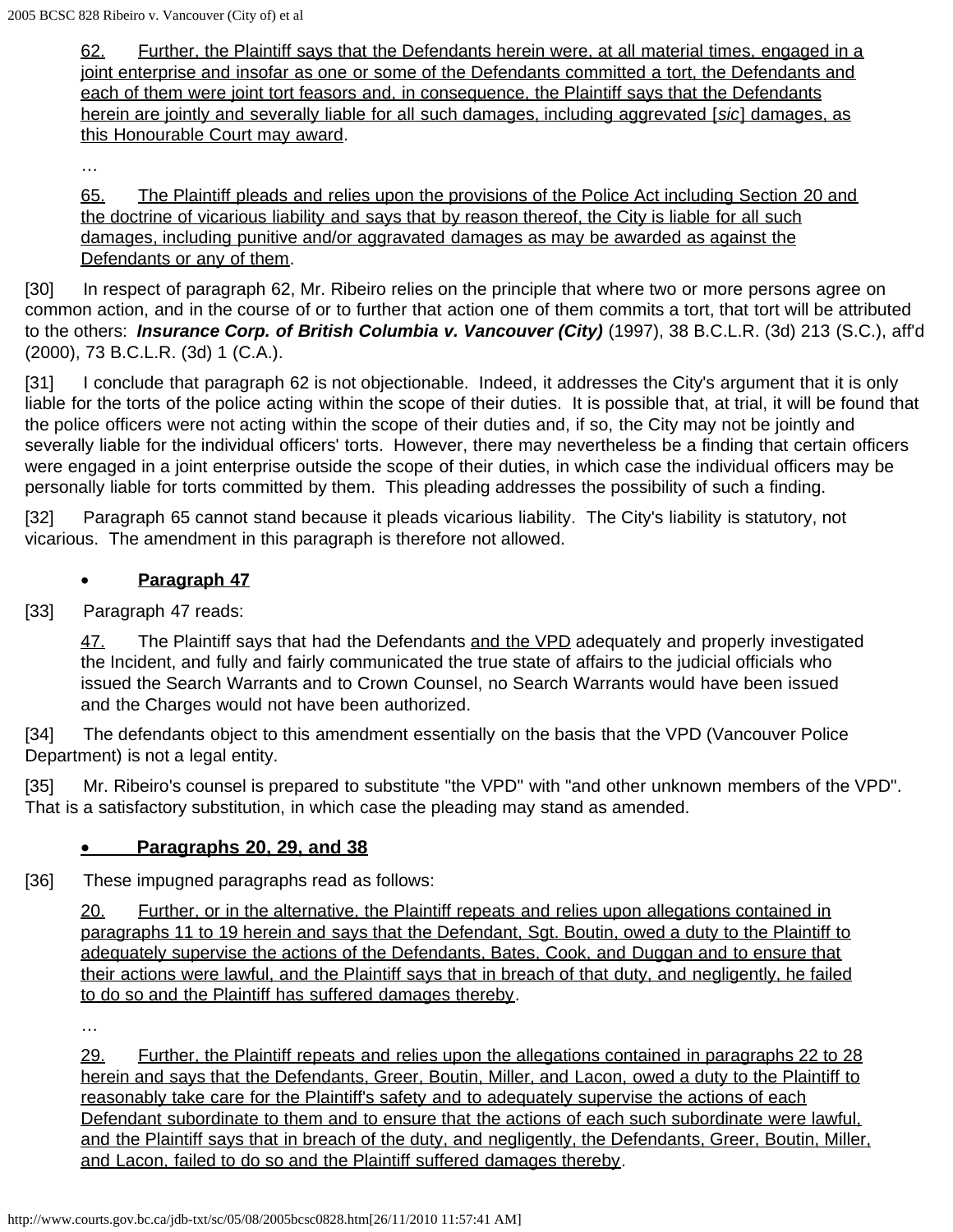62. Further, the Plaintiff says that the Defendants herein were, at all material times, engaged in a joint enterprise and insofar as one or some of the Defendants committed a tort, the Defendants and each of them were joint tort feasors and, in consequence, the Plaintiff says that the Defendants herein are jointly and severally liable for all such damages, including aggrevated [*sic*] damages, as this Honourable Court may award.

…

65. The Plaintiff pleads and relies upon the provisions of the Police Act including Section 20 and the doctrine of vicarious liability and says that by reason thereof, the City is liable for all such damages, including punitive and/or aggravated damages as may be awarded as against the Defendants or any of them.

[30] In respect of paragraph 62, Mr. Ribeiro relies on the principle that where two or more persons agree on common action, and in the course of or to further that action one of them commits a tort, that tort will be attributed to the others: ***Insurance Corp. of British Columbia v. Vancouver (City)*** (1997), 38 B.C.L.R. (3d) 213 (S.C.), aff'd (2000), 73 B.C.L.R. (3d) 1 (C.A.).

[31] I conclude that paragraph 62 is not objectionable. Indeed, it addresses the City's argument that it is only liable for the torts of the police acting within the scope of their duties. It is possible that, at trial, it will be found that the police officers were not acting within the scope of their duties and, if so, the City may not be jointly and severally liable for the individual officers' torts. However, there may nevertheless be a finding that certain officers were engaged in a joint enterprise outside the scope of their duties, in which case the individual officers may be personally liable for torts committed by them. This pleading addresses the possibility of such a finding.

[32] Paragraph 65 cannot stand because it pleads vicarious liability. The City's liability is statutory, not vicarious. The amendment in this paragraph is therefore not allowed.

- **Paragraph 47**

[33] Paragraph 47 reads:

47. The Plaintiff says that had the Defendants and the VPD adequately and properly investigated the Incident, and fully and fairly communicated the true state of affairs to the judicial officials who issued the Search Warrants and to Crown Counsel, no Search Warrants would have been issued and the Charges would not have been authorized.

[34] The defendants object to this amendment essentially on the basis that the VPD (Vancouver Police Department) is not a legal entity.

[35] Mr. Ribeiro's counsel is prepared to substitute "the VPD" with "and other unknown members of the VPD". That is a satisfactory substitution, in which case the pleading may stand as amended.

- **Paragraphs 20, 29, and 38**

[36] These impugned paragraphs read as follows:

20. Further, or in the alternative, the Plaintiff repeats and relies upon allegations contained in paragraphs 11 to 19 herein and says that the Defendant, Sgt. Boutin, owed a duty to the Plaintiff to adequately supervise the actions of the Defendants, Bates, Cook, and Duggan and to ensure that their actions were lawful, and the Plaintiff says that in breach of that duty, and negligently, he failed to do so and the Plaintiff has suffered damages thereby.

…

29. Further, the Plaintiff repeats and relies upon the allegations contained in paragraphs 22 to 28 herein and says that the Defendants, Greer, Boutin, Miller, and Lacon, owed a duty to the Plaintiff to reasonably take care for the Plaintiff's safety and to adequately supervise the actions of each Defendant subordinate to them and to ensure that the actions of each such subordinate were lawful, and the Plaintiff says that in breach of the duty, and negligently, the Defendants, Greer, Boutin, Miller, and Lacon, failed to do so and the Plaintiff suffered damages thereby.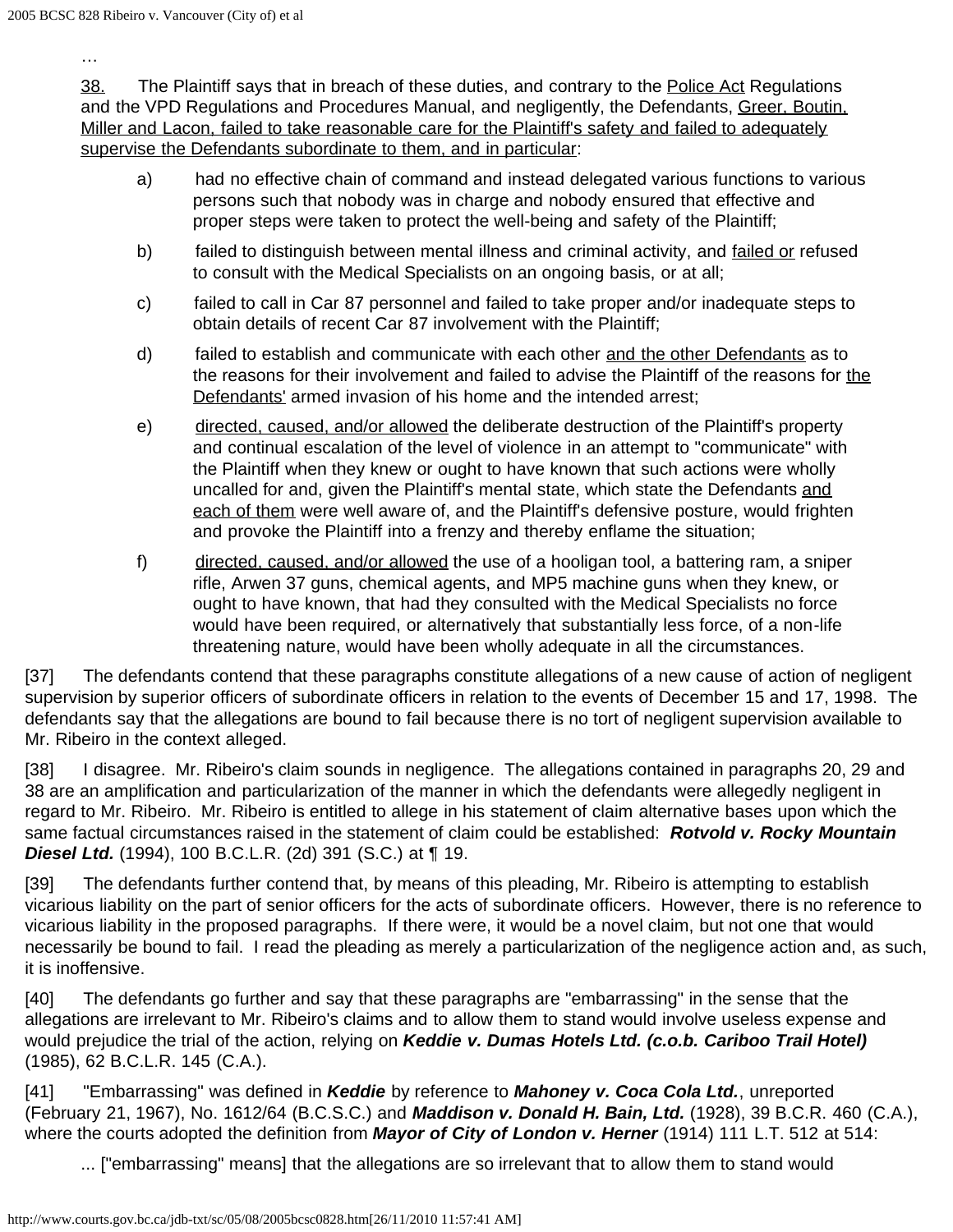…

<u>38.</u> The Plaintiff says that in breach of these duties, and contrary to the <u>Police Act</u> Regulations and the VPD Regulations and Procedures Manual, and negligently, the Defendants, <u>Greer, Boutin, Miller and Lacon, failed to take reasonable care for the Plaintiff's safety and failed to adequately supervise the Defendants subordinate to them, and in particular</u>:

a) had no effective chain of command and instead delegated various functions to various persons such that nobody was in charge and nobody ensured that effective and proper steps were taken to protect the well-being and safety of the Plaintiff;

b) failed to distinguish between mental illness and criminal activity, and <u>failed or</u> refused to consult with the Medical Specialists on an ongoing basis, or at all;

c) failed to call in Car 87 personnel and failed to take proper and/or inadequate steps to obtain details of recent Car 87 involvement with the Plaintiff;

d) failed to establish and communicate with each other <u>and the other Defendants</u> as to the reasons for their involvement and failed to advise the Plaintiff of the reasons for <u>the Defendants'</u> armed invasion of his home and the intended arrest;

e) <u>directed, caused, and/or allowed</u> the deliberate destruction of the Plaintiff's property and continual escalation of the level of violence in an attempt to "communicate" with the Plaintiff when they knew or ought to have known that such actions were wholly uncalled for and, given the Plaintiff's mental state, which state the Defendants <u>and each of them</u> were well aware of, and the Plaintiff's defensive posture, would frighten and provoke the Plaintiff into a frenzy and thereby enflame the situation;

f) <u>directed, caused, and/or allowed</u> the use of a hooligan tool, a battering ram, a sniper rifle, Arwen 37 guns, chemical agents, and MP5 machine guns when they knew, or ought to have known, that had they consulted with the Medical Specialists no force would have been required, or alternatively that substantially less force, of a non-life threatening nature, would have been wholly adequate in all the circumstances.

[37] The defendants contend that these paragraphs constitute allegations of a new cause of action of negligent supervision by superior officers of subordinate officers in relation to the events of December 15 and 17, 1998. The defendants say that the allegations are bound to fail because there is no tort of negligent supervision available to Mr. Ribeiro in the context alleged.

[38] I disagree. Mr. Ribeiro's claim sounds in negligence. The allegations contained in paragraphs 20, 29 and 38 are an amplification and particularization of the manner in which the defendants were allegedly negligent in regard to Mr. Ribeiro. Mr. Ribeiro is entitled to allege in his statement of claim alternative bases upon which the same factual circumstances raised in the statement of claim could be established: ***Rotvold v. Rocky Mountain Diesel Ltd.*** (1994), 100 B.C.L.R. (2d) 391 (S.C.) at ¶ 19.

[39] The defendants further contend that, by means of this pleading, Mr. Ribeiro is attempting to establish vicarious liability on the part of senior officers for the acts of subordinate officers. However, there is no reference to vicarious liability in the proposed paragraphs. If there were, it would be a novel claim, but not one that would necessarily be bound to fail. I read the pleading as merely a particularization of the negligence action and, as such, it is inoffensive.

[40] The defendants go further and say that these paragraphs are "embarrassing" in the sense that the allegations are irrelevant to Mr. Ribeiro's claims and to allow them to stand would involve useless expense and would prejudice the trial of the action, relying on ***Keddie v. Dumas Hotels Ltd. (c.o.b. Cariboo Trail Hotel)*** (1985), 62 B.C.L.R. 145 (C.A.).

[41] "Embarrassing" was defined in ***Keddie*** by reference to ***Mahoney v. Coca Cola Ltd.***, unreported (February 21, 1967), No. 1612/64 (B.C.S.C.) and ***Maddison v. Donald H. Bain, Ltd.*** (1928), 39 B.C.R. 460 (C.A.), where the courts adopted the definition from ***Mayor of City of London v. Herner*** (1914) 111 L.T. 512 at 514:

> ... ["embarrassing" means] that the allegations are so irrelevant that to allow them to stand would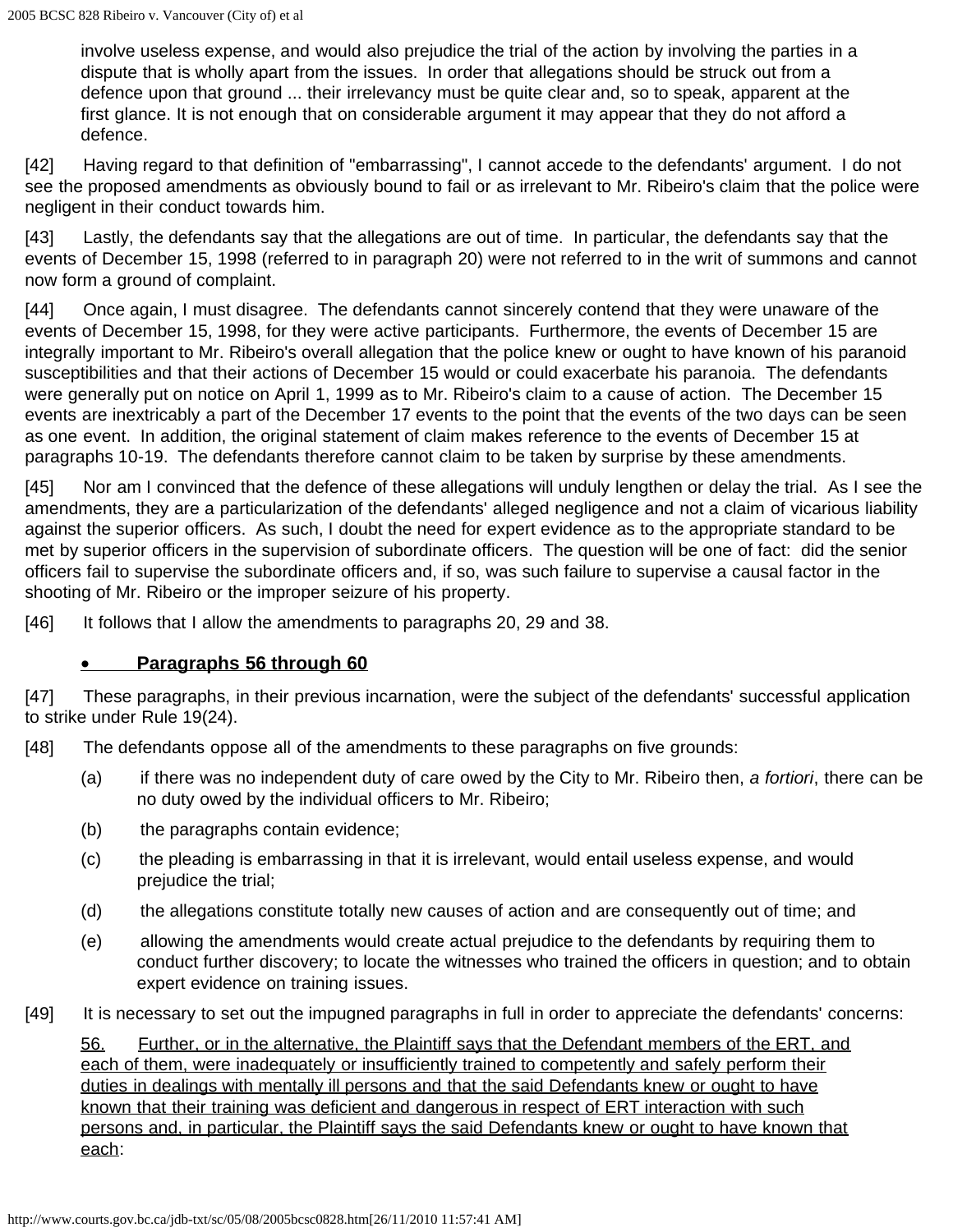involve useless expense, and would also prejudice the trial of the action by involving the parties in a dispute that is wholly apart from the issues. In order that allegations should be struck out from a defence upon that ground ... their irrelevancy must be quite clear and, so to speak, apparent at the first glance. It is not enough that on considerable argument it may appear that they do not afford a defence.

[42] Having regard to that definition of "embarrassing", I cannot accede to the defendants' argument. I do not see the proposed amendments as obviously bound to fail or as irrelevant to Mr. Ribeiro's claim that the police were negligent in their conduct towards him.

[43] Lastly, the defendants say that the allegations are out of time. In particular, the defendants say that the events of December 15, 1998 (referred to in paragraph 20) were not referred to in the writ of summons and cannot now form a ground of complaint.

[44] Once again, I must disagree. The defendants cannot sincerely contend that they were unaware of the events of December 15, 1998, for they were active participants. Furthermore, the events of December 15 are integrally important to Mr. Ribeiro's overall allegation that the police knew or ought to have known of his paranoid susceptibilities and that their actions of December 15 would or could exacerbate his paranoia. The defendants were generally put on notice on April 1, 1999 as to Mr. Ribeiro's claim to a cause of action. The December 15 events are inextricably a part of the December 17 events to the point that the events of the two days can be seen as one event. In addition, the original statement of claim makes reference to the events of December 15 at paragraphs 10-19. The defendants therefore cannot claim to be taken by surprise by these amendments.

[45] Nor am I convinced that the defence of these allegations will unduly lengthen or delay the trial. As I see the amendments, they are a particularization of the defendants' alleged negligence and not a claim of vicarious liability against the superior officers. As such, I doubt the need for expert evidence as to the appropriate standard to be met by superior officers in the supervision of subordinate officers. The question will be one of fact: did the senior officers fail to supervise the subordinate officers and, if so, was such failure to supervise a causal factor in the shooting of Mr. Ribeiro or the improper seizure of his property.

[46] It follows that I allow the amendments to paragraphs 20, 29 and 38.

- **<u>Paragraphs 56 through 60</u>**

[47] These paragraphs, in their previous incarnation, were the subject of the defendants' successful application to strike under Rule 19(24).

[48] The defendants oppose all of the amendments to these paragraphs on five grounds:

(a) if there was no independent duty of care owed by the City to Mr. Ribeiro then, *a fortiori*, there can be no duty owed by the individual officers to Mr. Ribeiro;

(b) the paragraphs contain evidence;

(c) the pleading is embarrassing in that it is irrelevant, would entail useless expense, and would prejudice the trial;

(d) the allegations constitute totally new causes of action and are consequently out of time; and

(e) allowing the amendments would create actual prejudice to the defendants by requiring them to conduct further discovery; to locate the witnesses who trained the officers in question; and to obtain expert evidence on training issues.

[49] It is necessary to set out the impugned paragraphs in full in order to appreciate the defendants' concerns:

<u>56. Further, or in the alternative, the Plaintiff says that the Defendant members of the ERT, and each of them, were inadequately or insufficiently trained to competently and safely perform their duties in dealings with mentally ill persons and that the said Defendants knew or ought to have known that their training was deficient and dangerous in respect of ERT interaction with such persons and, in particular, the Plaintiff says the said Defendants knew or ought to have known that each</u>: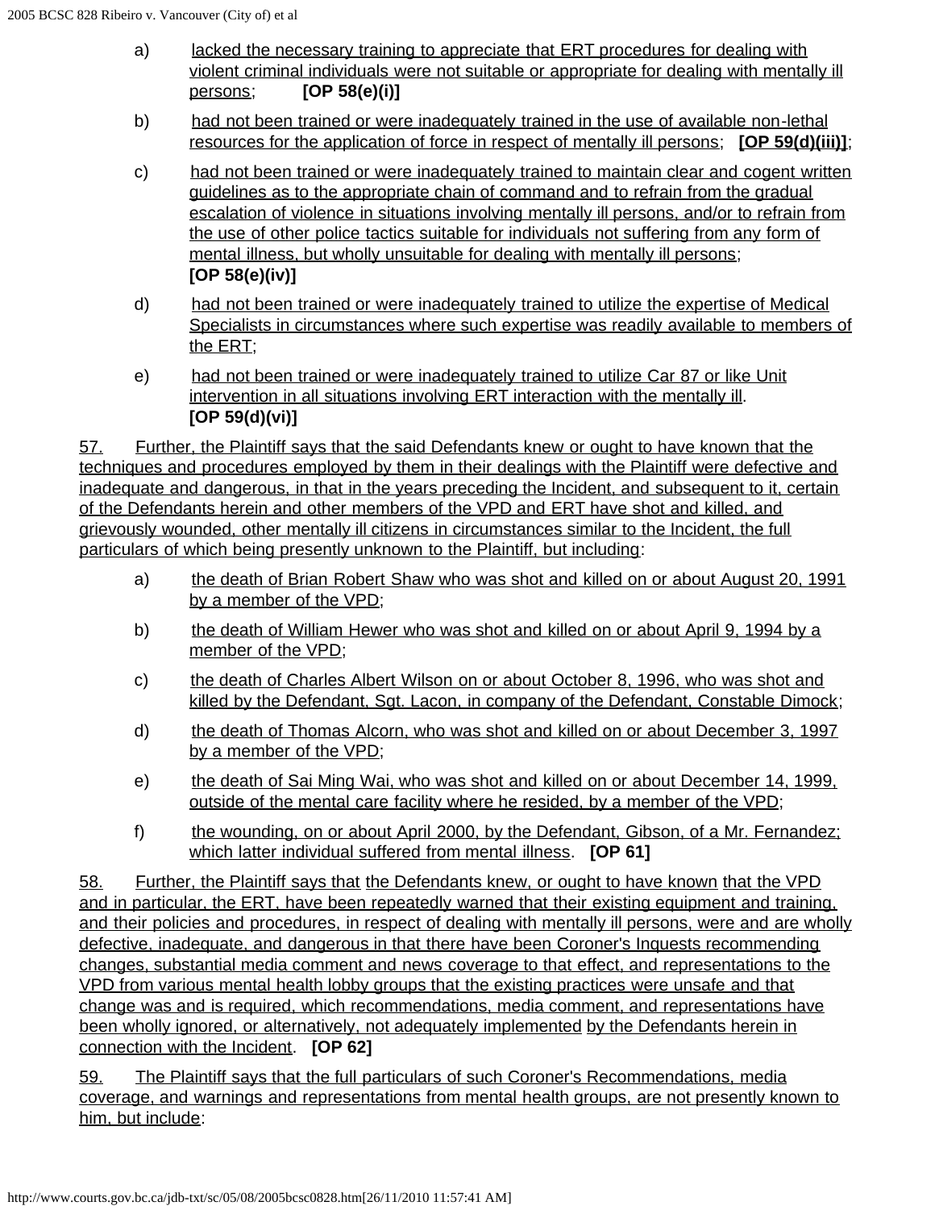a) lacked the necessary training to appreciate that ERT procedures for dealing with violent criminal individuals were not suitable or appropriate for dealing with mentally ill persons; **[OP 58(e)(i)]**

b) had not been trained or were inadequately trained in the use of available non-lethal resources for the application of force in respect of mentally ill persons; **[OP 59(d)(iii)]**;

c) had not been trained or were inadequately trained to maintain clear and cogent written guidelines as to the appropriate chain of command and to refrain from the gradual escalation of violence in situations involving mentally ill persons, and/or to refrain from the use of other police tactics suitable for individuals not suffering from any form of mental illness, but wholly unsuitable for dealing with mentally ill persons; **[OP 58(e)(iv)]**

d) had not been trained or were inadequately trained to utilize the expertise of Medical Specialists in circumstances where such expertise was readily available to members of the ERT;

e) had not been trained or were inadequately trained to utilize Car 87 or like Unit intervention in all situations involving ERT interaction with the mentally ill. **[OP 59(d)(vi)]**

57. Further, the Plaintiff says that the said Defendants knew or ought to have known that the techniques and procedures employed by them in their dealings with the Plaintiff were defective and inadequate and dangerous, in that in the years preceding the Incident, and subsequent to it, certain of the Defendants herein and other members of the VPD and ERT have shot and killed, and grievously wounded, other mentally ill citizens in circumstances similar to the Incident, the full particulars of which being presently unknown to the Plaintiff, but including:

a) the death of Brian Robert Shaw who was shot and killed on or about August 20, 1991 by a member of the VPD;

b) the death of William Hewer who was shot and killed on or about April 9, 1994 by a member of the VPD;

c) the death of Charles Albert Wilson on or about October 8, 1996, who was shot and killed by the Defendant, Sgt. Lacon, in company of the Defendant, Constable Dimock;

d) the death of Thomas Alcorn, who was shot and killed on or about December 3, 1997 by a member of the VPD;

e) the death of Sai Ming Wai, who was shot and killed on or about December 14, 1999, outside of the mental care facility where he resided, by a member of the VPD;

f) the wounding, on or about April 2000, by the Defendant, Gibson, of a Mr. Fernandez; which latter individual suffered from mental illness. **[OP 61]**

58. Further, the Plaintiff says that the Defendants knew, or ought to have known that the VPD and in particular, the ERT, have been repeatedly warned that their existing equipment and training, and their policies and procedures, in respect of dealing with mentally ill persons, were and are wholly defective, inadequate, and dangerous in that there have been Coroner's Inquests recommending changes, substantial media comment and news coverage to that effect, and representations to the VPD from various mental health lobby groups that the existing practices were unsafe and that change was and is required, which recommendations, media comment, and representations have been wholly ignored, or alternatively, not adequately implemented by the Defendants herein in connection with the Incident. **[OP 62]**

59. The Plaintiff says that the full particulars of such Coroner's Recommendations, media coverage, and warnings and representations from mental health groups, are not presently known to him, but include: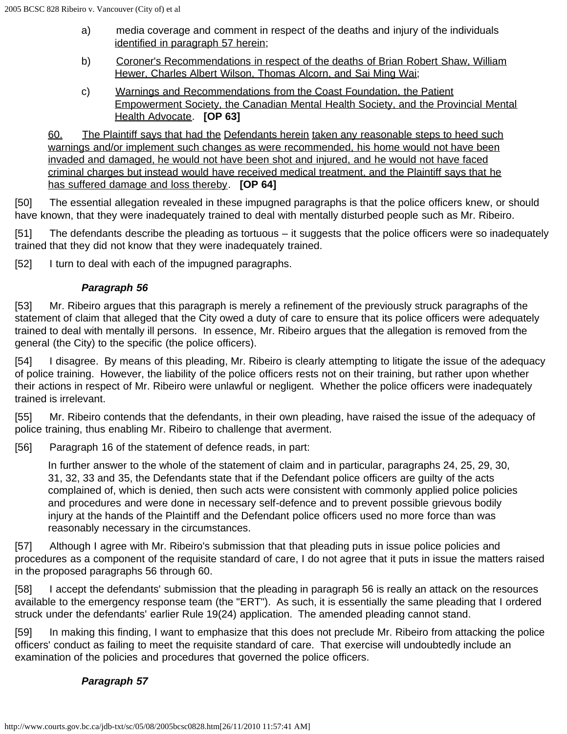a) media coverage and comment in respect of the deaths and injury of the individuals identified in paragraph 57 herein;

b) Coroner's Recommendations in respect of the deaths of Brian Robert Shaw, William Hewer, Charles Albert Wilson, Thomas Alcorn, and Sai Ming Wai;

c) Warnings and Recommendations from the Coast Foundation, the Patient Empowerment Society, the Canadian Mental Health Society, and the Provincial Mental Health Advocate. **[OP 63]**

> 60. The Plaintiff says that had the Defendants herein taken any reasonable steps to heed such warnings and/or implement such changes as were recommended, his home would not have been invaded and damaged, he would not have been shot and injured, and he would not have faced criminal charges but instead would have received medical treatment, and the Plaintiff says that he has suffered damage and loss thereby. **[OP 64]**

[50] The essential allegation revealed in these impugned paragraphs is that the police officers knew, or should have known, that they were inadequately trained to deal with mentally disturbed people such as Mr. Ribeiro.

[51] The defendants describe the pleading as tortuous – it suggests that the police officers were so inadequately trained that they did not know that they were inadequately trained.

[52] I turn to deal with each of the impugned paragraphs.

### *Paragraph 56*

[53] Mr. Ribeiro argues that this paragraph is merely a refinement of the previously struck paragraphs of the statement of claim that alleged that the City owed a duty of care to ensure that its police officers were adequately trained to deal with mentally ill persons. In essence, Mr. Ribeiro argues that the allegation is removed from the general (the City) to the specific (the police officers).

[54] I disagree. By means of this pleading, Mr. Ribeiro is clearly attempting to litigate the issue of the adequacy of police training. However, the liability of the police officers rests not on their training, but rather upon whether their actions in respect of Mr. Ribeiro were unlawful or negligent. Whether the police officers were inadequately trained is irrelevant.

[55] Mr. Ribeiro contends that the defendants, in their own pleading, have raised the issue of the adequacy of police training, thus enabling Mr. Ribeiro to challenge that averment.

[56] Paragraph 16 of the statement of defence reads, in part:

> In further answer to the whole of the statement of claim and in particular, paragraphs 24, 25, 29, 30, 31, 32, 33 and 35, the Defendants state that if the Defendant police officers are guilty of the acts complained of, which is denied, then such acts were consistent with commonly applied police policies and procedures and were done in necessary self-defence and to prevent possible grievous bodily injury at the hands of the Plaintiff and the Defendant police officers used no more force than was reasonably necessary in the circumstances.

[57] Although I agree with Mr. Ribeiro's submission that that pleading puts in issue police policies and procedures as a component of the requisite standard of care, I do not agree that it puts in issue the matters raised in the proposed paragraphs 56 through 60.

[58] I accept the defendants' submission that the pleading in paragraph 56 is really an attack on the resources available to the emergency response team (the "ERT"). As such, it is essentially the same pleading that I ordered struck under the defendants' earlier Rule 19(24) application. The amended pleading cannot stand.

[59] In making this finding, I want to emphasize that this does not preclude Mr. Ribeiro from attacking the police officers' conduct as failing to meet the requisite standard of care. That exercise will undoubtedly include an examination of the policies and procedures that governed the police officers.

### *Paragraph 57*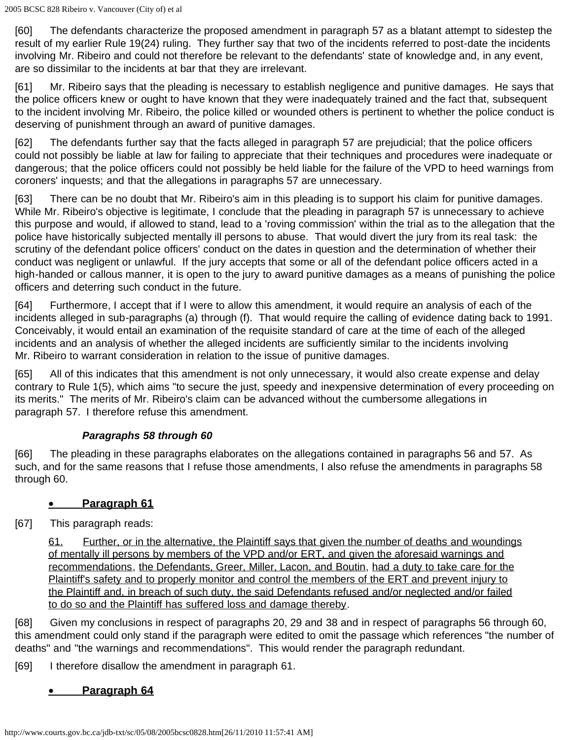[60] The defendants characterize the proposed amendment in paragraph 57 as a blatant attempt to sidestep the result of my earlier Rule 19(24) ruling. They further say that two of the incidents referred to post-date the incidents involving Mr. Ribeiro and could not therefore be relevant to the defendants' state of knowledge and, in any event, are so dissimilar to the incidents at bar that they are irrelevant.

[61] Mr. Ribeiro says that the pleading is necessary to establish negligence and punitive damages. He says that the police officers knew or ought to have known that they were inadequately trained and the fact that, subsequent to the incident involving Mr. Ribeiro, the police killed or wounded others is pertinent to whether the police conduct is deserving of punishment through an award of punitive damages.

[62] The defendants further say that the facts alleged in paragraph 57 are prejudicial; that the police officers could not possibly be liable at law for failing to appreciate that their techniques and procedures were inadequate or dangerous; that the police officers could not possibly be held liable for the failure of the VPD to heed warnings from coroners' inquests; and that the allegations in paragraphs 57 are unnecessary.

[63] There can be no doubt that Mr. Ribeiro's aim in this pleading is to support his claim for punitive damages. While Mr. Ribeiro's objective is legitimate, I conclude that the pleading in paragraph 57 is unnecessary to achieve this purpose and would, if allowed to stand, lead to a 'roving commission' within the trial as to the allegation that the police have historically subjected mentally ill persons to abuse. That would divert the jury from its real task: the scrutiny of the defendant police officers' conduct on the dates in question and the determination of whether their conduct was negligent or unlawful. If the jury accepts that some or all of the defendant police officers acted in a high-handed or callous manner, it is open to the jury to award punitive damages as a means of punishing the police officers and deterring such conduct in the future.

[64] Furthermore, I accept that if I were to allow this amendment, it would require an analysis of each of the incidents alleged in sub-paragraphs (a) through (f). That would require the calling of evidence dating back to 1991. Conceivably, it would entail an examination of the requisite standard of care at the time of each of the alleged incidents and an analysis of whether the alleged incidents are sufficiently similar to the incidents involving Mr. Ribeiro to warrant consideration in relation to the issue of punitive damages.

[65] All of this indicates that this amendment is not only unnecessary, it would also create expense and delay contrary to Rule 1(5), which aims "to secure the just, speedy and inexpensive determination of every proceeding on its merits." The merits of Mr. Ribeiro's claim can be advanced without the cumbersome allegations in paragraph 57. I therefore refuse this amendment.

***Paragraphs 58 through 60***

[66] The pleading in these paragraphs elaborates on the allegations contained in paragraphs 56 and 57. As such, and for the same reasons that I refuse those amendments, I also refuse the amendments in paragraphs 58 through 60.

- **Paragraph 61**

[67] This paragraph reads:

> 61. Further, or in the alternative, the Plaintiff says that given the number of deaths and woundings of mentally ill persons by members of the VPD and/or ERT, and given the aforesaid warnings and recommendations, the Defendants, Greer, Miller, Lacon, and Boutin, had a duty to take care for the Plaintiff's safety and to properly monitor and control the members of the ERT and prevent injury to the Plaintiff and, in breach of such duty, the said Defendants refused and/or neglected and/or failed to do so and the Plaintiff has suffered loss and damage thereby.

[68] Given my conclusions in respect of paragraphs 20, 29 and 38 and in respect of paragraphs 56 through 60, this amendment could only stand if the paragraph were edited to omit the passage which references "the number of deaths" and "the warnings and recommendations". This would render the paragraph redundant.

[69] I therefore disallow the amendment in paragraph 61.

- **Paragraph 64**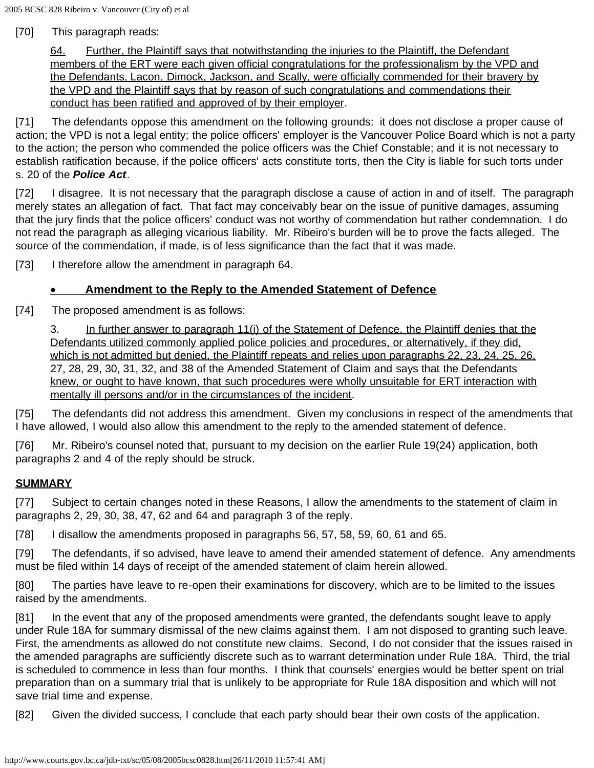[70] This paragraph reads:

> <u>64. Further, the Plaintiff says that notwithstanding the injuries to the Plaintiff, the Defendant members of the ERT were each given official congratulations for the professionalism by the VPD and the Defendants, Lacon, Dimock, Jackson, and Scally, were officially commended for their bravery by the VPD and the Plaintiff says that by reason of such congratulations and commendations their conduct has been ratified and approved of by their employer</u>.

[71] The defendants oppose this amendment on the following grounds: it does not disclose a proper cause of action; the VPD is not a legal entity; the police officers' employer is the Vancouver Police Board which is not a party to the action; the person who commended the police officers was the Chief Constable; and it is not necessary to establish ratification because, if the police officers' acts constitute torts, then the City is liable for such torts under s. 20 of the ***Police Act***.

[72] I disagree. It is not necessary that the paragraph disclose a cause of action in and of itself. The paragraph merely states an allegation of fact. That fact may conceivably bear on the issue of punitive damages, assuming that the jury finds that the police officers' conduct was not worthy of commendation but rather condemnation. I do not read the paragraph as alleging vicarious liability. Mr. Ribeiro's burden will be to prove the facts alleged. The source of the commendation, if made, is of less significance than the fact that it was made.

[73] I therefore allow the amendment in paragraph 64.

- <u>**Amendment to the Reply to the Amended Statement of Defence**</u>

[74] The proposed amendment is as follows:

> 3. <u>In further answer to paragraph 11(i) of the Statement of Defence, the Plaintiff denies that the Defendants utilized commonly applied police policies and procedures, or alternatively, if they did, which is not admitted but denied, the Plaintiff repeats and relies upon paragraphs 22, 23, 24, 25, 26, 27, 28, 29, 30, 31, 32, and 38 of the Amended Statement of Claim and says that the Defendants knew, or ought to have known, that such procedures were wholly unsuitable for ERT interaction with mentally ill persons and/or in the circumstances of the incident</u>.

[75] The defendants did not address this amendment. Given my conclusions in respect of the amendments that I have allowed, I would also allow this amendment to the reply to the amended statement of defence.

[76] Mr. Ribeiro's counsel noted that, pursuant to my decision on the earlier Rule 19(24) application, both paragraphs 2 and 4 of the reply should be struck.

**<u>SUMMARY</u>**

[77] Subject to certain changes noted in these Reasons, I allow the amendments to the statement of claim in paragraphs 2, 29, 30, 38, 47, 62 and 64 and paragraph 3 of the reply.

[78] I disallow the amendments proposed in paragraphs 56, 57, 58, 59, 60, 61 and 65.

[79] The defendants, if so advised, have leave to amend their amended statement of defence. Any amendments must be filed within 14 days of receipt of the amended statement of claim herein allowed.

[80] The parties have leave to re-open their examinations for discovery, which are to be limited to the issues raised by the amendments.

[81] In the event that any of the proposed amendments were granted, the defendants sought leave to apply under Rule 18A for summary dismissal of the new claims against them. I am not disposed to granting such leave. First, the amendments as allowed do not constitute new claims. Second, I do not consider that the issues raised in the amended paragraphs are sufficiently discrete such as to warrant determination under Rule 18A. Third, the trial is scheduled to commence in less than four months. I think that counsels' energies would be better spent on trial preparation than on a summary trial that is unlikely to be appropriate for Rule 18A disposition and which will not save trial time and expense.

[82] Given the divided success, I conclude that each party should bear their own costs of the application.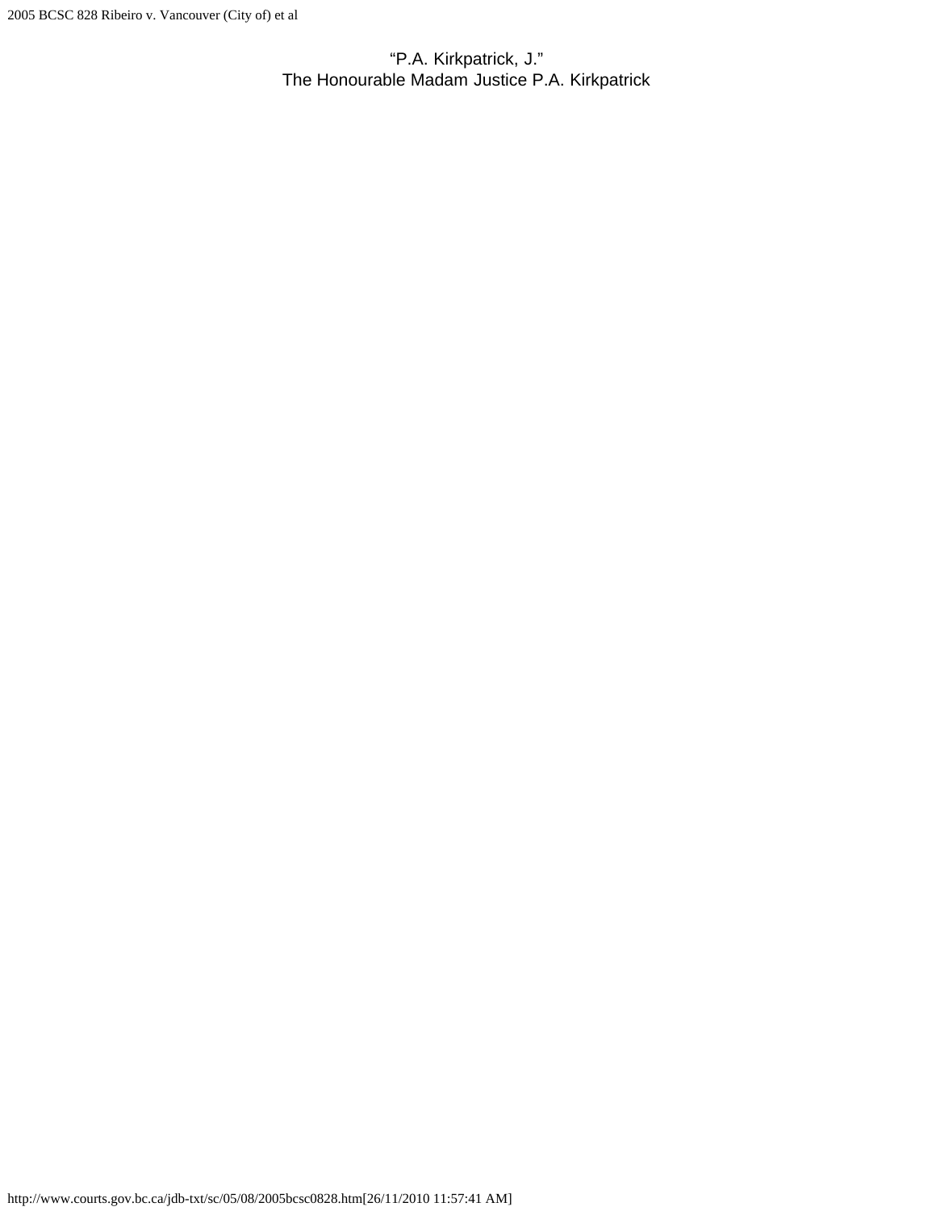"P.A. Kirkpatrick, J."
The Honourable Madam Justice P.A. Kirkpatrick